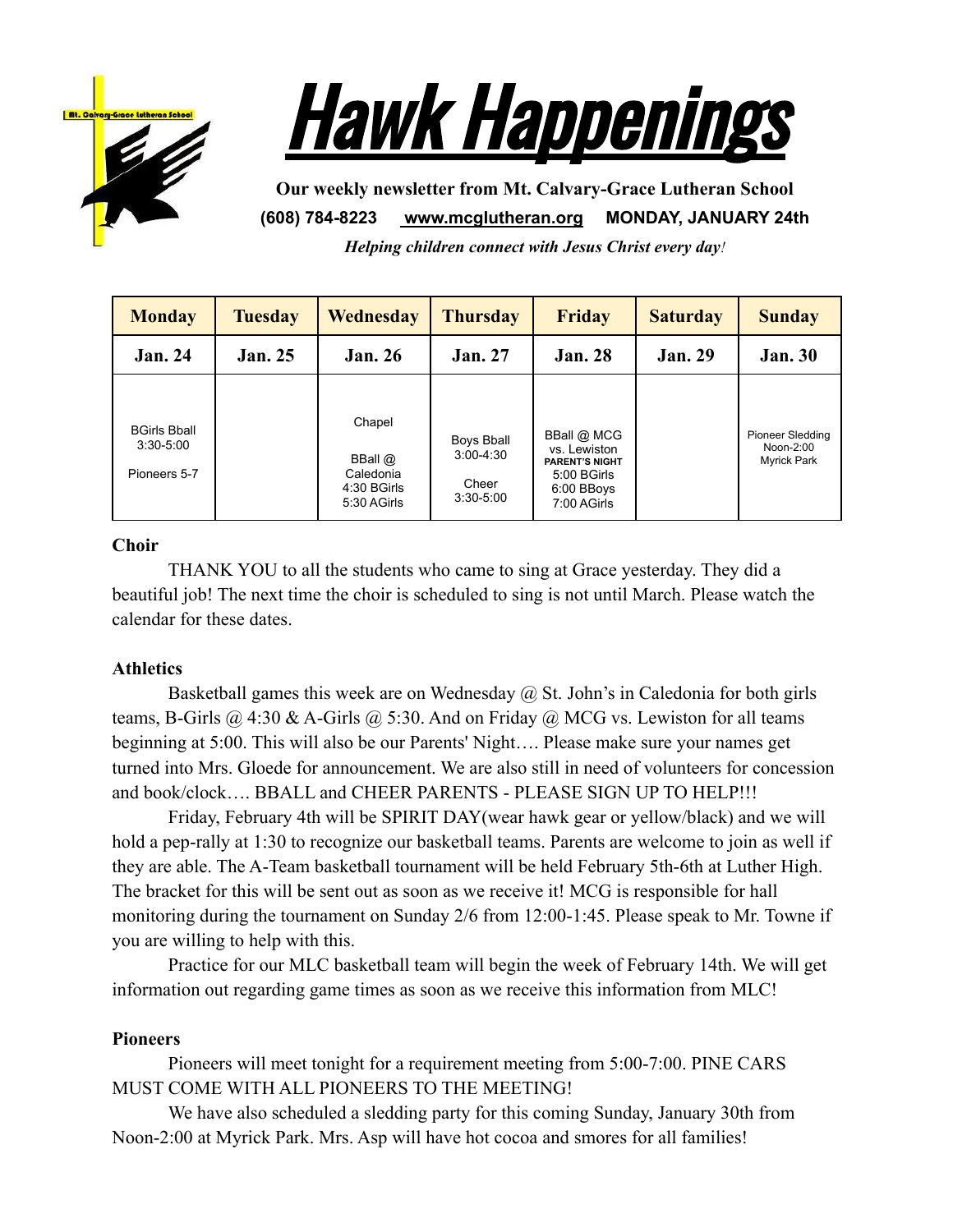# Hawk Happenings

**Our weekly newsletter from Mt. Calvary-Grace Lutheran School**

**(608) 784-8223 www.mcglutheran.org MONDAY, JANUARY 24th**

***Helping children connect with Jesus Christ every day!***

| Monday | Tuesday | Wednesday | Thursday | Friday | Saturday | Sunday |
|---|---|---|---|---|---|---|
| Jan. 24 | Jan. 25 | Jan. 26 | Jan. 27 | Jan. 28 | Jan. 29 | Jan. 30 |
| BGirls Bball 3:30-5:00 Pioneers 5-7 | | Chapel BBall @ Caledonia 4:30 BGirls 5:30 AGirls | Boys Bball 3:00-4:30 Cheer 3:30-5:00 | BBall @ MCG vs. Lewiston **PARENT'S NIGHT** 5:00 BGirls 6:00 BBoys 7:00 AGirls | | Pioneer Sledding Noon-2:00 Myrick Park |

**Choir**

THANK YOU to all the students who came to sing at Grace yesterday. They did a beautiful job! The next time the choir is scheduled to sing is not until March. Please watch the calendar for these dates.

**Athletics**

Basketball games this week are on Wednesday @ St. John's in Caledonia for both girls teams, B-Girls @ 4:30 & A-Girls @ 5:30. And on Friday @ MCG vs. Lewiston for all teams beginning at 5:00. This will also be our Parents' Night…. Please make sure your names get turned into Mrs. Gloede for announcement. We are also still in need of volunteers for concession and book/clock…. BBALL and CHEER PARENTS - PLEASE SIGN UP TO HELP!!!

Friday, February 4th will be SPIRIT DAY(wear hawk gear or yellow/black) and we will hold a pep-rally at 1:30 to recognize our basketball teams. Parents are welcome to join as well if they are able. The A-Team basketball tournament will be held February 5th-6th at Luther High. The bracket for this will be sent out as soon as we receive it! MCG is responsible for hall monitoring during the tournament on Sunday 2/6 from 12:00-1:45. Please speak to Mr. Towne if you are willing to help with this.

Practice for our MLC basketball team will begin the week of February 14th. We will get information out regarding game times as soon as we receive this information from MLC!

**Pioneers**

Pioneers will meet tonight for a requirement meeting from 5:00-7:00. PINE CARS MUST COME WITH ALL PIONEERS TO THE MEETING!

We have also scheduled a sledding party for this coming Sunday, January 30th from Noon-2:00 at Myrick Park. Mrs. Asp will have hot cocoa and smores for all families!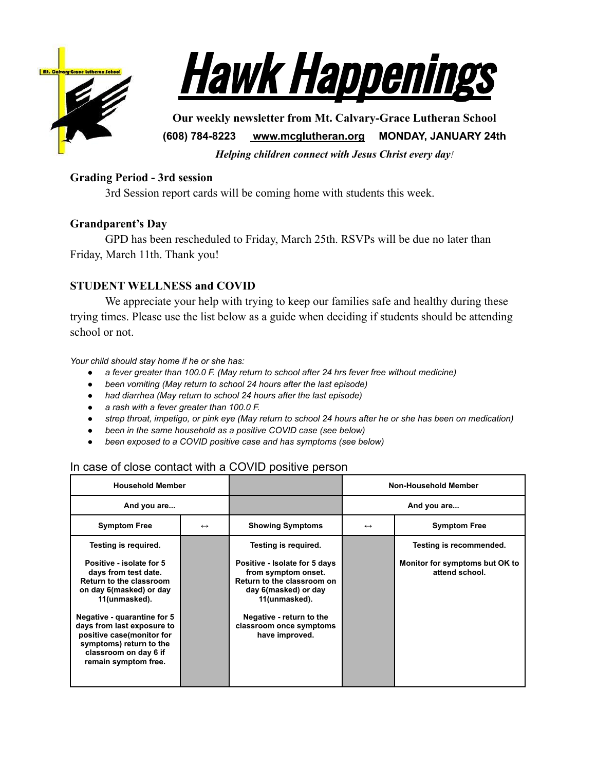# Hawk Happenings

**Our weekly newsletter from Mt. Calvary-Grace Lutheran School**

**(608) 784-8223** **[www.mcglutheran.org](http://www.mcglutheran.org)** **MONDAY, JANUARY 24th**

***Helping children connect with Jesus Christ every day!***

**Grading Period - 3rd session**

3rd Session report cards will be coming home with students this week.

**Grandparent's Day**

GPD has been rescheduled to Friday, March 25th. RSVPs will be due no later than Friday, March 11th. Thank you!

**STUDENT WELLNESS and COVID**

We appreciate your help with trying to keep our families safe and healthy during these trying times. Please use the list below as a guide when deciding if students should be attending school or not.

*Your child should stay home if he or she has:*

- *a fever greater than 100.0 F. (May return to school after 24 hrs fever free without medicine)*
- *been vomiting (May return to school 24 hours after the last episode)*
- *had diarrhea (May return to school 24 hours after the last episode)*
- *a rash with a fever greater than 100.0 F.*
- *strep throat, impetigo, or pink eye (May return to school 24 hours after he or she has been on medication)*
- *been in the same household as a positive COVID case (see below)*
- *been exposed to a COVID positive case and has symptoms (see below)*

In case of close contact with a COVID positive person

| Household Member | | | | Non-Household Member |
|---|---|---|---|---|
| And you are... | | | | And you are... |
| **Symptom Free** | ↔ | **Showing Symptoms** | ↔ | **Symptom Free** |
| **Testing is required.**<br><br>**Positive - isolate for 5 days from test date. Return to the classroom on day 6(masked) or day 11(unmasked).**<br><br>**Negative - quarantine for 5 days from last exposure to positive case(monitor for symptoms) return to the classroom on day 6 if remain symptom free.** | | **Testing is required.**<br><br>**Positive - Isolate for 5 days from symptom onset. Return to the classroom on day 6(masked) or day 11(unmasked).**<br><br>**Negative - return to the classroom once symptoms have improved.** | | **Testing is recommended.**<br><br>**Monitor for symptoms but OK to attend school.** |